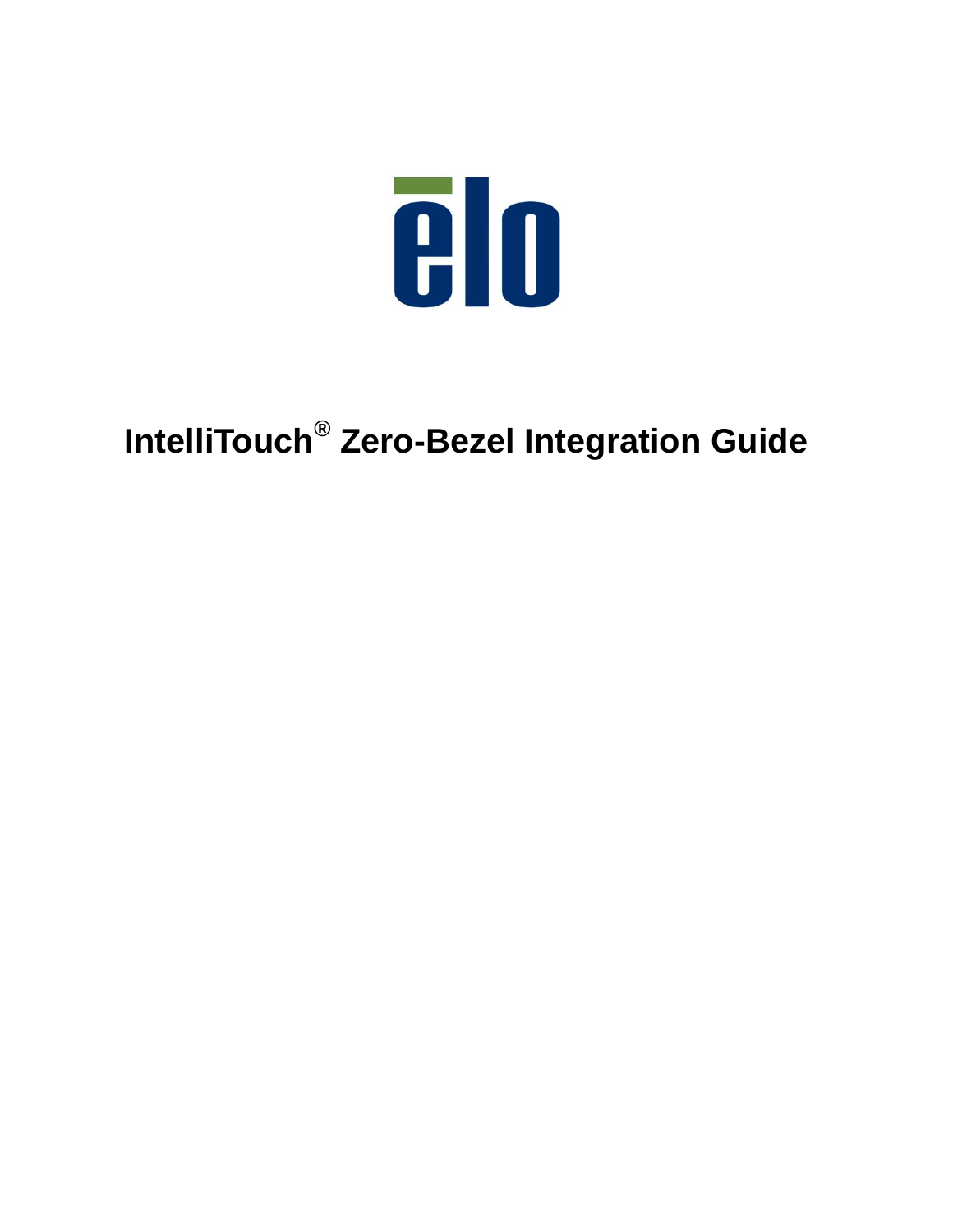# IntelliTouch® Zero-Bezel Integration Guide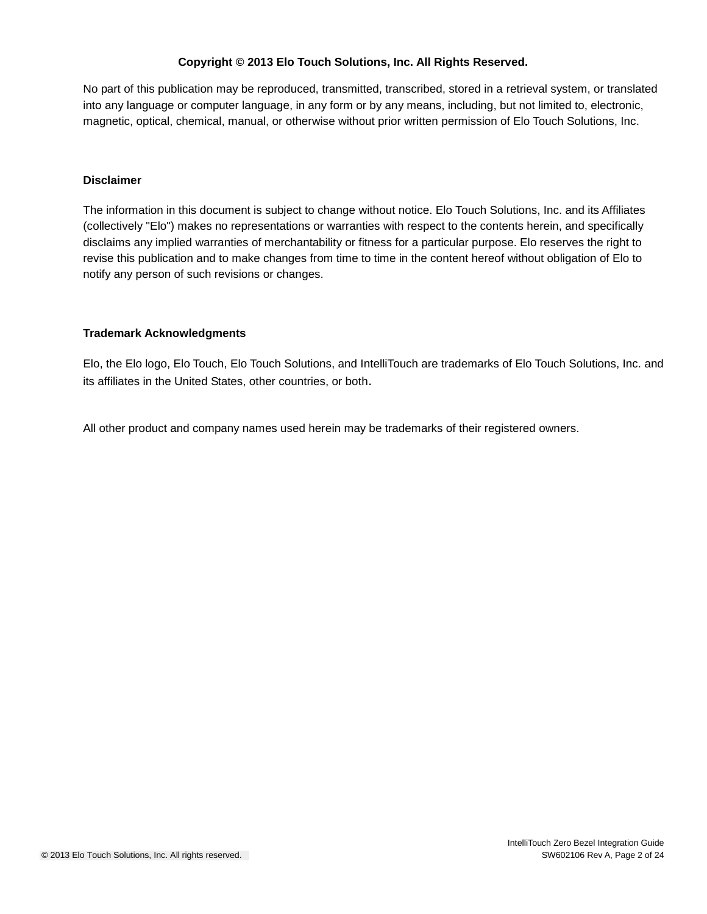**Copyright © 2013 Elo Touch Solutions, Inc. All Rights Reserved.**

No part of this publication may be reproduced, transmitted, transcribed, stored in a retrieval system, or translated into any language or computer language, in any form or by any means, including, but not limited to, electronic, magnetic, optical, chemical, manual, or otherwise without prior written permission of Elo Touch Solutions, Inc.

**Disclaimer**

The information in this document is subject to change without notice. Elo Touch Solutions, Inc. and its Affiliates (collectively "Elo") makes no representations or warranties with respect to the contents herein, and specifically disclaims any implied warranties of merchantability or fitness for a particular purpose. Elo reserves the right to revise this publication and to make changes from time to time in the content hereof without obligation of Elo to notify any person of such revisions or changes.

**Trademark Acknowledgments**

Elo, the Elo logo, Elo Touch, Elo Touch Solutions, and IntelliTouch are trademarks of Elo Touch Solutions, Inc. and its affiliates in the United States, other countries, or both.

All other product and company names used herein may be trademarks of their registered owners.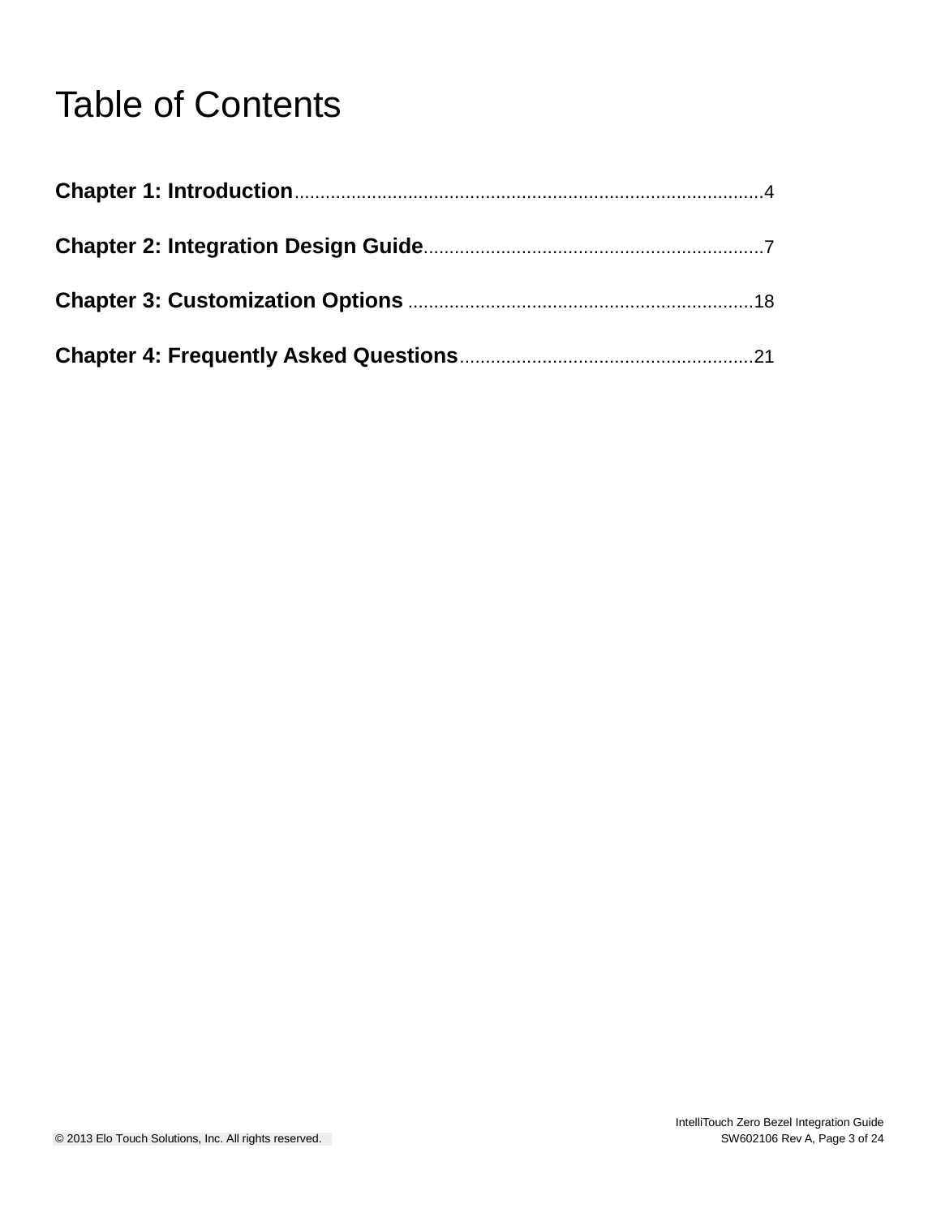# Table of Contents

**Chapter 1: Introduction**.........................................................................................4

**Chapter 2: Integration Design Guide**.................................................................7

**Chapter 3: Customization Options** ..................................................................18

**Chapter 4: Frequently Asked Questions**........................................................21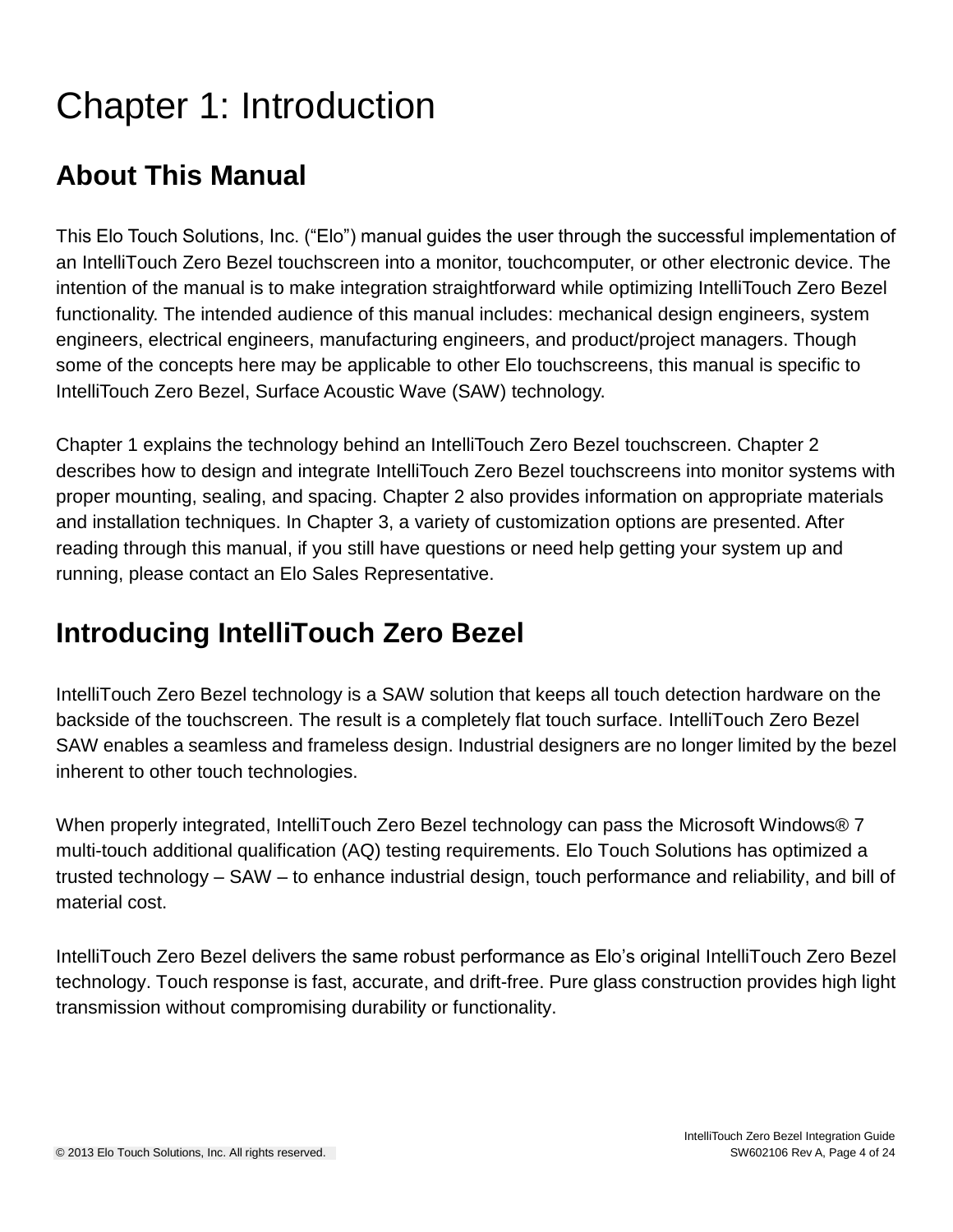# Chapter 1: Introduction

## About This Manual

This Elo Touch Solutions, Inc. ("Elo") manual guides the user through the successful implementation of an IntelliTouch Zero Bezel touchscreen into a monitor, touchcomputer, or other electronic device. The intention of the manual is to make integration straightforward while optimizing IntelliTouch Zero Bezel functionality. The intended audience of this manual includes: mechanical design engineers, system engineers, electrical engineers, manufacturing engineers, and product/project managers. Though some of the concepts here may be applicable to other Elo touchscreens, this manual is specific to IntelliTouch Zero Bezel, Surface Acoustic Wave (SAW) technology.

Chapter 1 explains the technology behind an IntelliTouch Zero Bezel touchscreen. Chapter 2 describes how to design and integrate IntelliTouch Zero Bezel touchscreens into monitor systems with proper mounting, sealing, and spacing. Chapter 2 also provides information on appropriate materials and installation techniques. In Chapter 3, a variety of customization options are presented. After reading through this manual, if you still have questions or need help getting your system up and running, please contact an Elo Sales Representative.

## Introducing IntelliTouch Zero Bezel

IntelliTouch Zero Bezel technology is a SAW solution that keeps all touch detection hardware on the backside of the touchscreen. The result is a completely flat touch surface. IntelliTouch Zero Bezel SAW enables a seamless and frameless design. Industrial designers are no longer limited by the bezel inherent to other touch technologies.

When properly integrated, IntelliTouch Zero Bezel technology can pass the Microsoft Windows® 7 multi-touch additional qualification (AQ) testing requirements. Elo Touch Solutions has optimized a trusted technology – SAW – to enhance industrial design, touch performance and reliability, and bill of material cost.

IntelliTouch Zero Bezel delivers the same robust performance as Elo's original IntelliTouch Zero Bezel technology. Touch response is fast, accurate, and drift-free. Pure glass construction provides high light transmission without compromising durability or functionality.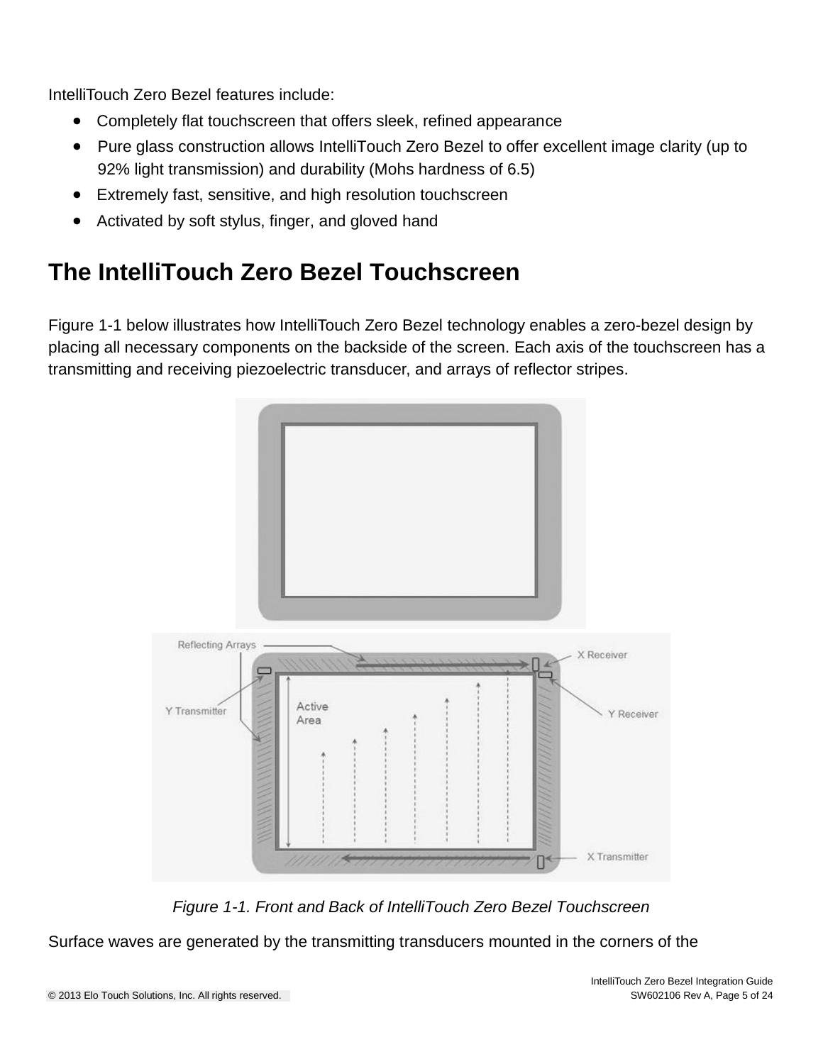IntelliTouch Zero Bezel features include:

- Completely flat touchscreen that offers sleek, refined appearance
- Pure glass construction allows IntelliTouch Zero Bezel to offer excellent image clarity (up to 92% light transmission) and durability (Mohs hardness of 6.5)
- Extremely fast, sensitive, and high resolution touchscreen
- Activated by soft stylus, finger, and gloved hand

## The IntelliTouch Zero Bezel Touchscreen

Figure 1-1 below illustrates how IntelliTouch Zero Bezel technology enables a zero-bezel design by placing all necessary components on the backside of the screen. Each axis of the touchscreen has a transmitting and receiving piezoelectric transducer, and arrays of reflector stripes.

*Figure 1-1. Front and Back of IntelliTouch Zero Bezel Touchscreen*

Surface waves are generated by the transmitting transducers mounted in the corners of the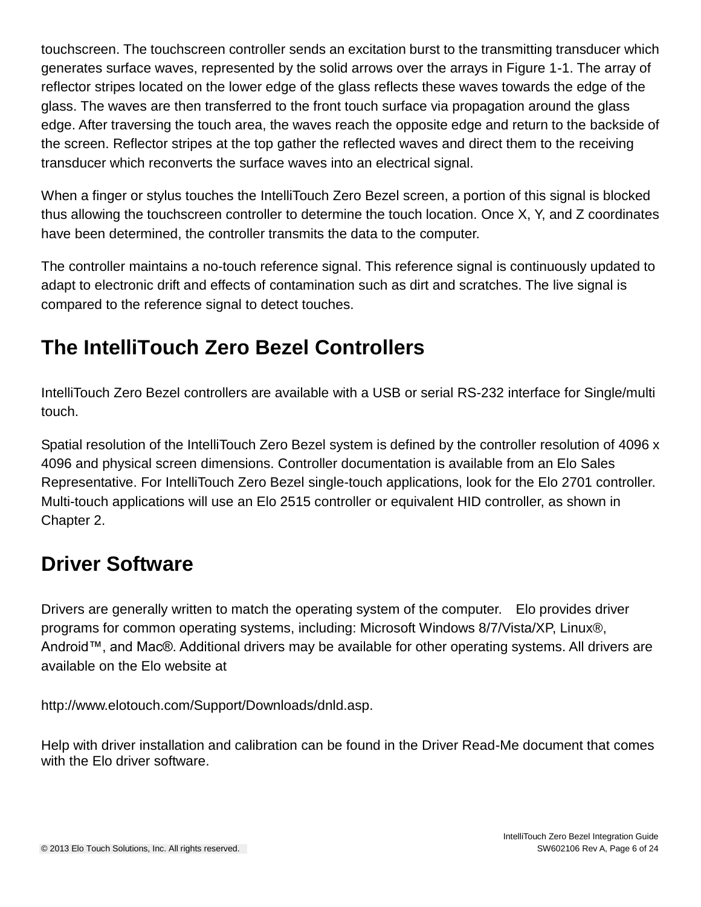touchscreen. The touchscreen controller sends an excitation burst to the transmitting transducer which generates surface waves, represented by the solid arrows over the arrays in Figure 1-1. The array of reflector stripes located on the lower edge of the glass reflects these waves towards the edge of the glass. The waves are then transferred to the front touch surface via propagation around the glass edge. After traversing the touch area, the waves reach the opposite edge and return to the backside of the screen. Reflector stripes at the top gather the reflected waves and direct them to the receiving transducer which reconverts the surface waves into an electrical signal.

When a finger or stylus touches the IntelliTouch Zero Bezel screen, a portion of this signal is blocked thus allowing the touchscreen controller to determine the touch location. Once X, Y, and Z coordinates have been determined, the controller transmits the data to the computer.

The controller maintains a no-touch reference signal. This reference signal is continuously updated to adapt to electronic drift and effects of contamination such as dirt and scratches. The live signal is compared to the reference signal to detect touches.

## The IntelliTouch Zero Bezel Controllers

IntelliTouch Zero Bezel controllers are available with a USB or serial RS-232 interface for Single/multi touch.

Spatial resolution of the IntelliTouch Zero Bezel system is defined by the controller resolution of 4096 x 4096 and physical screen dimensions. Controller documentation is available from an Elo Sales Representative. For IntelliTouch Zero Bezel single-touch applications, look for the Elo 2701 controller. Multi-touch applications will use an Elo 2515 controller or equivalent HID controller, as shown in Chapter 2.

## Driver Software

Drivers are generally written to match the operating system of the computer. Elo provides driver programs for common operating systems, including: Microsoft Windows 8/7/Vista/XP, Linux®, Android™, and Mac®. Additional drivers may be available for other operating systems. All drivers are available on the Elo website at

http://www.elotouch.com/Support/Downloads/dnld.asp.

Help with driver installation and calibration can be found in the Driver Read-Me document that comes with the Elo driver software.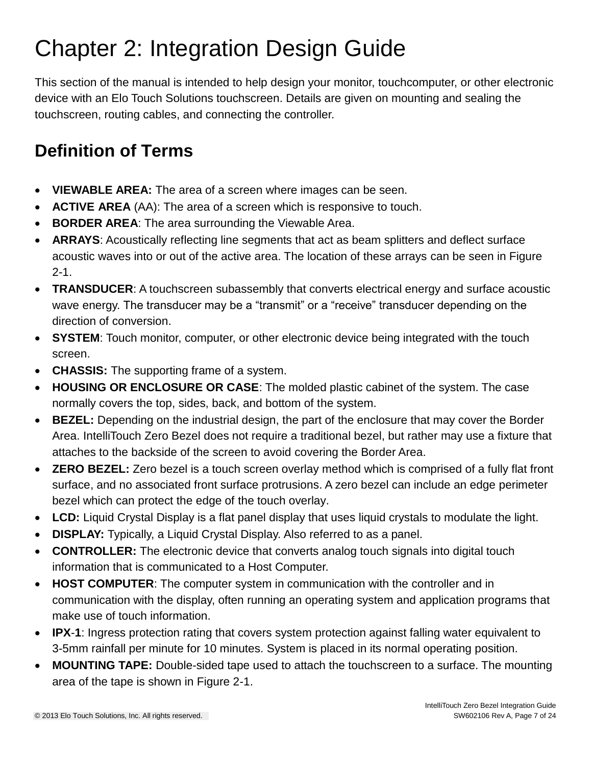# Chapter 2: Integration Design Guide

This section of the manual is intended to help design your monitor, touchcomputer, or other electronic device with an Elo Touch Solutions touchscreen. Details are given on mounting and sealing the touchscreen, routing cables, and connecting the controller.

## Definition of Terms

- **VIEWABLE AREA:** The area of a screen where images can be seen.
- **ACTIVE AREA** (AA): The area of a screen which is responsive to touch.
- **BORDER AREA**: The area surrounding the Viewable Area.
- **ARRAYS**: Acoustically reflecting line segments that act as beam splitters and deflect surface acoustic waves into or out of the active area. The location of these arrays can be seen in Figure 2-1.
- **TRANSDUCER**: A touchscreen subassembly that converts electrical energy and surface acoustic wave energy. The transducer may be a "transmit" or a "receive" transducer depending on the direction of conversion.
- **SYSTEM**: Touch monitor, computer, or other electronic device being integrated with the touch screen.
- **CHASSIS:** The supporting frame of a system.
- **HOUSING OR ENCLOSURE OR CASE**: The molded plastic cabinet of the system. The case normally covers the top, sides, back, and bottom of the system.
- **BEZEL:** Depending on the industrial design, the part of the enclosure that may cover the Border Area. IntelliTouch Zero Bezel does not require a traditional bezel, but rather may use a fixture that attaches to the backside of the screen to avoid covering the Border Area.
- **ZERO BEZEL:** Zero bezel is a touch screen overlay method which is comprised of a fully flat front surface, and no associated front surface protrusions. A zero bezel can include an edge perimeter bezel which can protect the edge of the touch overlay.
- **LCD:** Liquid Crystal Display is a flat panel display that uses liquid crystals to modulate the light.
- **DISPLAY:** Typically, a Liquid Crystal Display. Also referred to as a panel.
- **CONTROLLER:** The electronic device that converts analog touch signals into digital touch information that is communicated to a Host Computer.
- **HOST COMPUTER**: The computer system in communication with the controller and in communication with the display, often running an operating system and application programs that make use of touch information.
- **IPX-1**: Ingress protection rating that covers system protection against falling water equivalent to 3-5mm rainfall per minute for 10 minutes. System is placed in its normal operating position.
- **MOUNTING TAPE:** Double-sided tape used to attach the touchscreen to a surface. The mounting area of the tape is shown in Figure 2-1.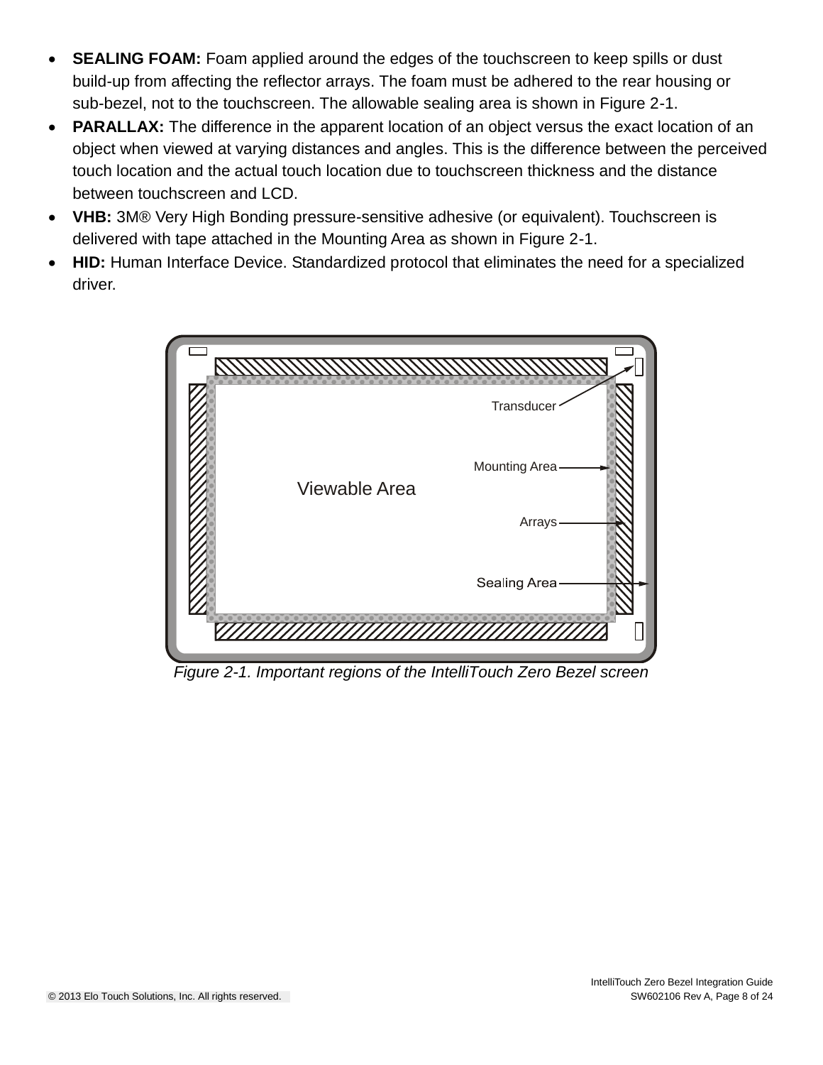- **SEALING FOAM:** Foam applied around the edges of the touchscreen to keep spills or dust build-up from affecting the reflector arrays. The foam must be adhered to the rear housing or sub-bezel, not to the touchscreen. The allowable sealing area is shown in Figure 2-1.
- **PARALLAX:** The difference in the apparent location of an object versus the exact location of an object when viewed at varying distances and angles. This is the difference between the perceived touch location and the actual touch location due to touchscreen thickness and the distance between touchscreen and LCD.
- **VHB:** 3M® Very High Bonding pressure-sensitive adhesive (or equivalent). Touchscreen is delivered with tape attached in the Mounting Area as shown in Figure 2-1.
- **HID:** Human Interface Device. Standardized protocol that eliminates the need for a specialized driver.

*Figure 2-1. Important regions of the IntelliTouch Zero Bezel screen*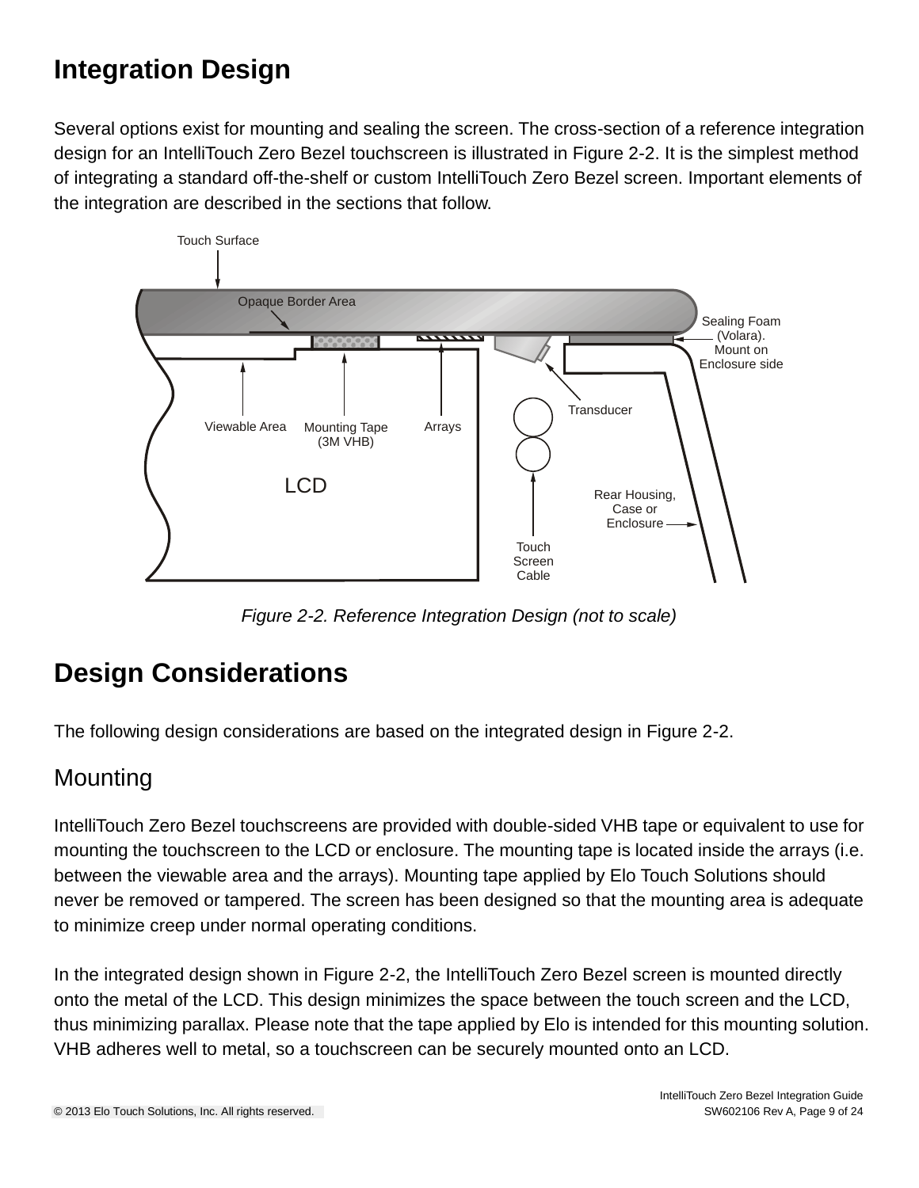# Integration Design

Several options exist for mounting and sealing the screen. The cross-section of a reference integration design for an IntelliTouch Zero Bezel touchscreen is illustrated in Figure 2-2. It is the simplest method of integrating a standard off-the-shelf or custom IntelliTouch Zero Bezel screen. Important elements of the integration are described in the sections that follow.

*Figure 2-2. Reference Integration Design (not to scale)*

# Design Considerations

The following design considerations are based on the integrated design in Figure 2-2.

## Mounting

IntelliTouch Zero Bezel touchscreens are provided with double-sided VHB tape or equivalent to use for mounting the touchscreen to the LCD or enclosure. The mounting tape is located inside the arrays (i.e. between the viewable area and the arrays). Mounting tape applied by Elo Touch Solutions should never be removed or tampered. The screen has been designed so that the mounting area is adequate to minimize creep under normal operating conditions.

In the integrated design shown in Figure 2-2, the IntelliTouch Zero Bezel screen is mounted directly onto the metal of the LCD. This design minimizes the space between the touch screen and the LCD, thus minimizing parallax. Please note that the tape applied by Elo is intended for this mounting solution. VHB adheres well to metal, so a touchscreen can be securely mounted onto an LCD.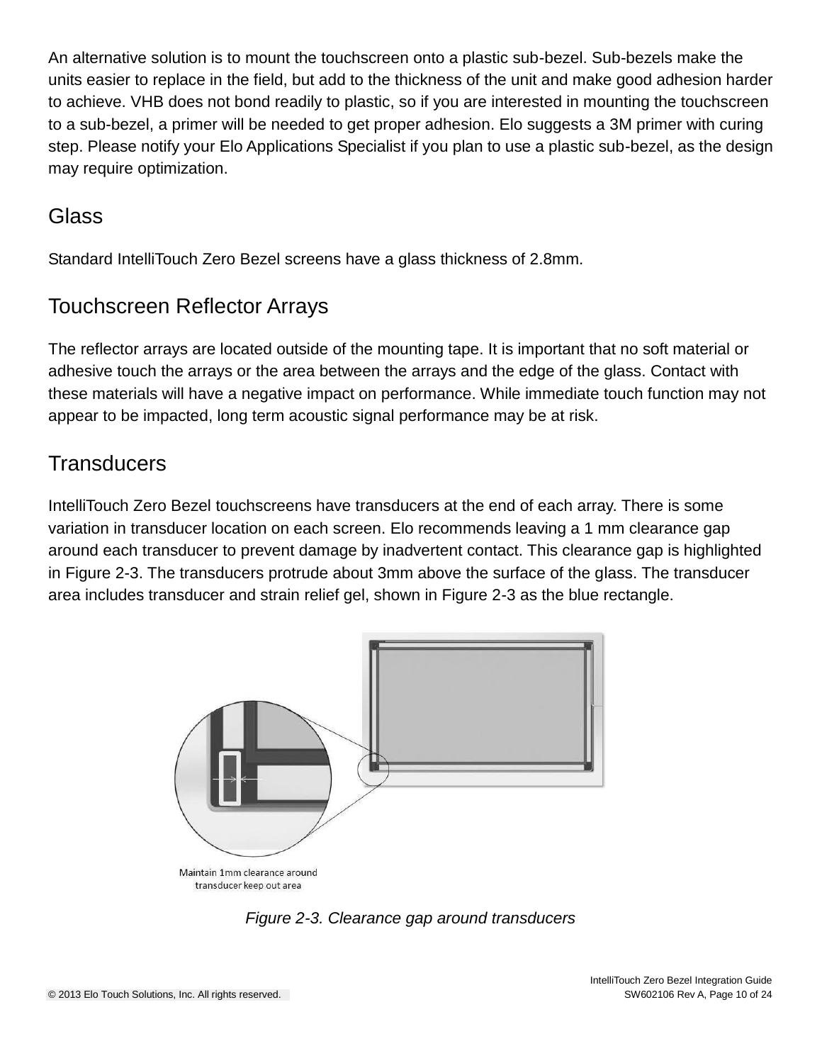An alternative solution is to mount the touchscreen onto a plastic sub-bezel. Sub-bezels make the units easier to replace in the field, but add to the thickness of the unit and make good adhesion harder to achieve. VHB does not bond readily to plastic, so if you are interested in mounting the touchscreen to a sub-bezel, a primer will be needed to get proper adhesion. Elo suggests a 3M primer with curing step. Please notify your Elo Applications Specialist if you plan to use a plastic sub-bezel, as the design may require optimization.

## Glass

Standard IntelliTouch Zero Bezel screens have a glass thickness of 2.8mm.

## Touchscreen Reflector Arrays

The reflector arrays are located outside of the mounting tape. It is important that no soft material or adhesive touch the arrays or the area between the arrays and the edge of the glass. Contact with these materials will have a negative impact on performance. While immediate touch function may not appear to be impacted, long term acoustic signal performance may be at risk.

## Transducers

IntelliTouch Zero Bezel touchscreens have transducers at the end of each array. There is some variation in transducer location on each screen. Elo recommends leaving a 1 mm clearance gap around each transducer to prevent damage by inadvertent contact. This clearance gap is highlighted in Figure 2-3. The transducers protrude about 3mm above the surface of the glass. The transducer area includes transducer and strain relief gel, shown in Figure 2-3 as the blue rectangle.

Maintain 1mm clearance around transducer keep out area

*Figure 2-3. Clearance gap around transducers*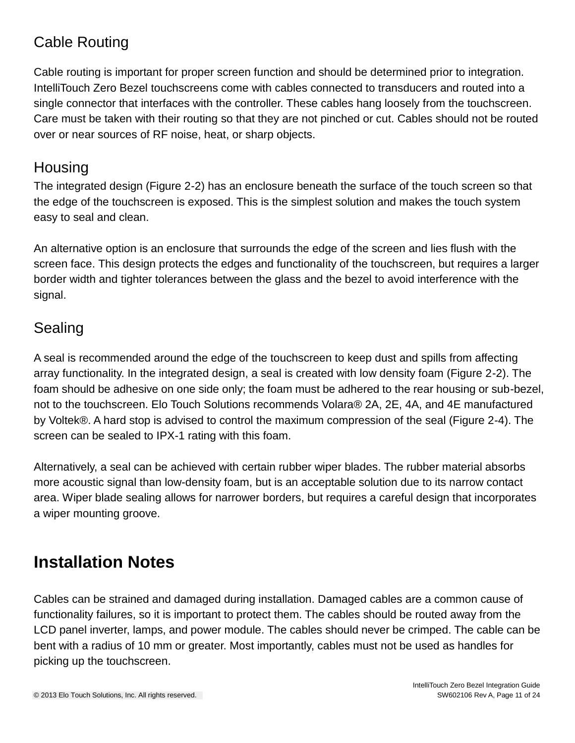## Cable Routing

Cable routing is important for proper screen function and should be determined prior to integration. IntelliTouch Zero Bezel touchscreens come with cables connected to transducers and routed into a single connector that interfaces with the controller. These cables hang loosely from the touchscreen. Care must be taken with their routing so that they are not pinched or cut. Cables should not be routed over or near sources of RF noise, heat, or sharp objects.

## Housing

The integrated design (Figure 2-2) has an enclosure beneath the surface of the touch screen so that the edge of the touchscreen is exposed. This is the simplest solution and makes the touch system easy to seal and clean.

An alternative option is an enclosure that surrounds the edge of the screen and lies flush with the screen face. This design protects the edges and functionality of the touchscreen, but requires a larger border width and tighter tolerances between the glass and the bezel to avoid interference with the signal.

## Sealing

A seal is recommended around the edge of the touchscreen to keep dust and spills from affecting array functionality. In the integrated design, a seal is created with low density foam (Figure 2-2). The foam should be adhesive on one side only; the foam must be adhered to the rear housing or sub-bezel, not to the touchscreen. Elo Touch Solutions recommends Volara® 2A, 2E, 4A, and 4E manufactured by Voltek®. A hard stop is advised to control the maximum compression of the seal (Figure 2-4). The screen can be sealed to IPX-1 rating with this foam.

Alternatively, a seal can be achieved with certain rubber wiper blades. The rubber material absorbs more acoustic signal than low-density foam, but is an acceptable solution due to its narrow contact area. Wiper blade sealing allows for narrower borders, but requires a careful design that incorporates a wiper mounting groove.

# Installation Notes

Cables can be strained and damaged during installation. Damaged cables are a common cause of functionality failures, so it is important to protect them. The cables should be routed away from the LCD panel inverter, lamps, and power module. The cables should never be crimped. The cable can be bent with a radius of 10 mm or greater. Most importantly, cables must not be used as handles for picking up the touchscreen.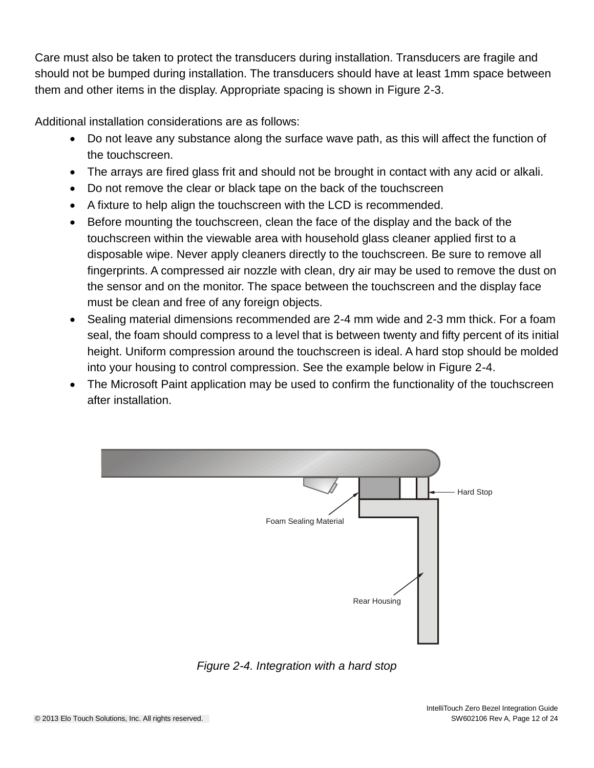Care must also be taken to protect the transducers during installation. Transducers are fragile and should not be bumped during installation. The transducers should have at least 1mm space between them and other items in the display. Appropriate spacing is shown in Figure 2-3.

Additional installation considerations are as follows:

- Do not leave any substance along the surface wave path, as this will affect the function of the touchscreen.
- The arrays are fired glass frit and should not be brought in contact with any acid or alkali.
- Do not remove the clear or black tape on the back of the touchscreen
- A fixture to help align the touchscreen with the LCD is recommended.
- Before mounting the touchscreen, clean the face of the display and the back of the touchscreen within the viewable area with household glass cleaner applied first to a disposable wipe. Never apply cleaners directly to the touchscreen. Be sure to remove all fingerprints. A compressed air nozzle with clean, dry air may be used to remove the dust on the sensor and on the monitor. The space between the touchscreen and the display face must be clean and free of any foreign objects.
- Sealing material dimensions recommended are 2-4 mm wide and 2-3 mm thick. For a foam seal, the foam should compress to a level that is between twenty and fifty percent of its initial height. Uniform compression around the touchscreen is ideal. A hard stop should be molded into your housing to control compression. See the example below in Figure 2-4.
- The Microsoft Paint application may be used to confirm the functionality of the touchscreen after installation.

Hard Stop

Foam Sealing Material

Rear Housing

*Figure 2-4. Integration with a hard stop*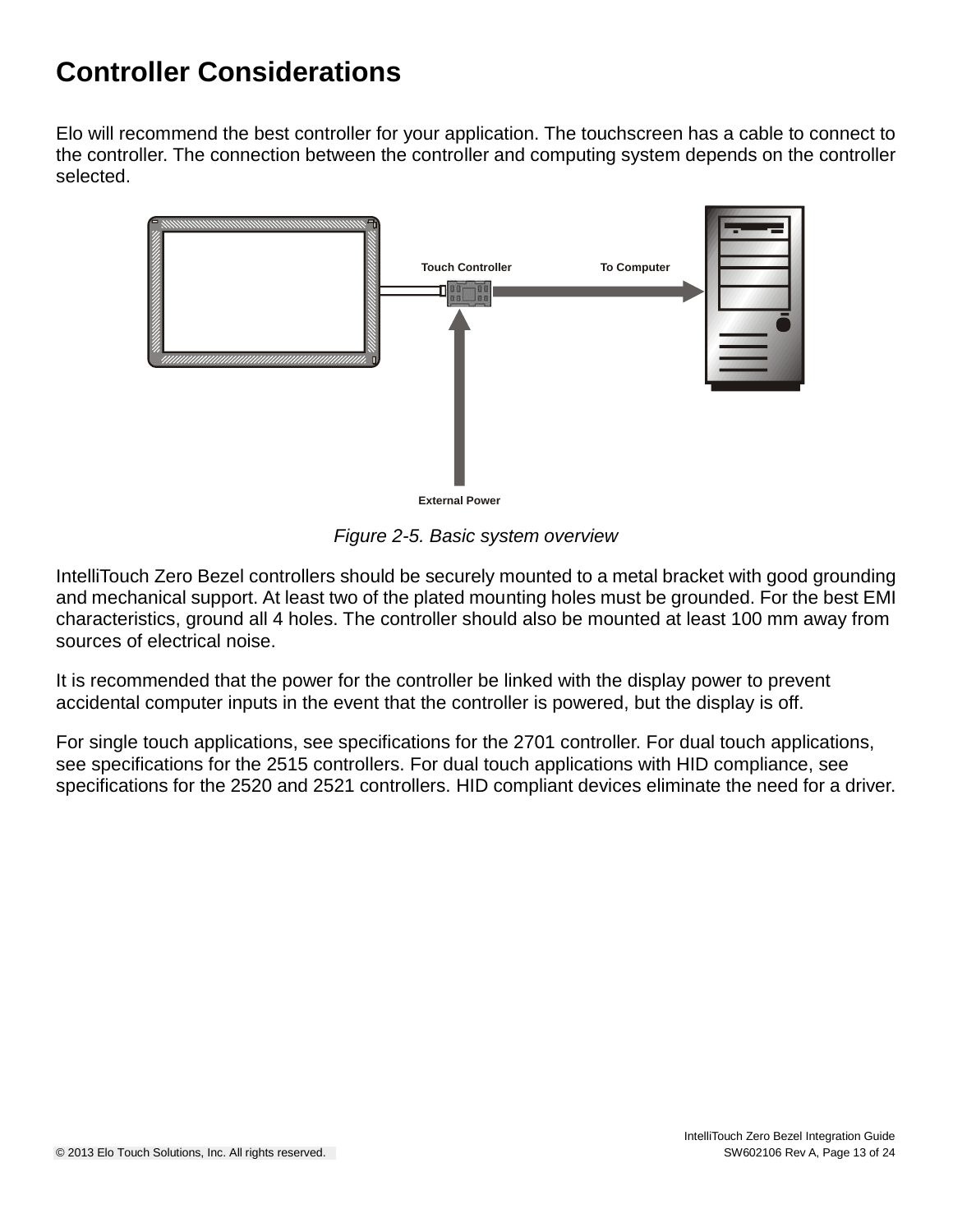# Controller Considerations

Elo will recommend the best controller for your application. The touchscreen has a cable to connect to the controller. The connection between the controller and computing system depends on the controller selected.

*Figure 2-5. Basic system overview*

IntelliTouch Zero Bezel controllers should be securely mounted to a metal bracket with good grounding and mechanical support. At least two of the plated mounting holes must be grounded. For the best EMI characteristics, ground all 4 holes. The controller should also be mounted at least 100 mm away from sources of electrical noise.

It is recommended that the power for the controller be linked with the display power to prevent accidental computer inputs in the event that the controller is powered, but the display is off.

For single touch applications, see specifications for the 2701 controller. For dual touch applications, see specifications for the 2515 controllers. For dual touch applications with HID compliance, see specifications for the 2520 and 2521 controllers. HID compliant devices eliminate the need for a driver.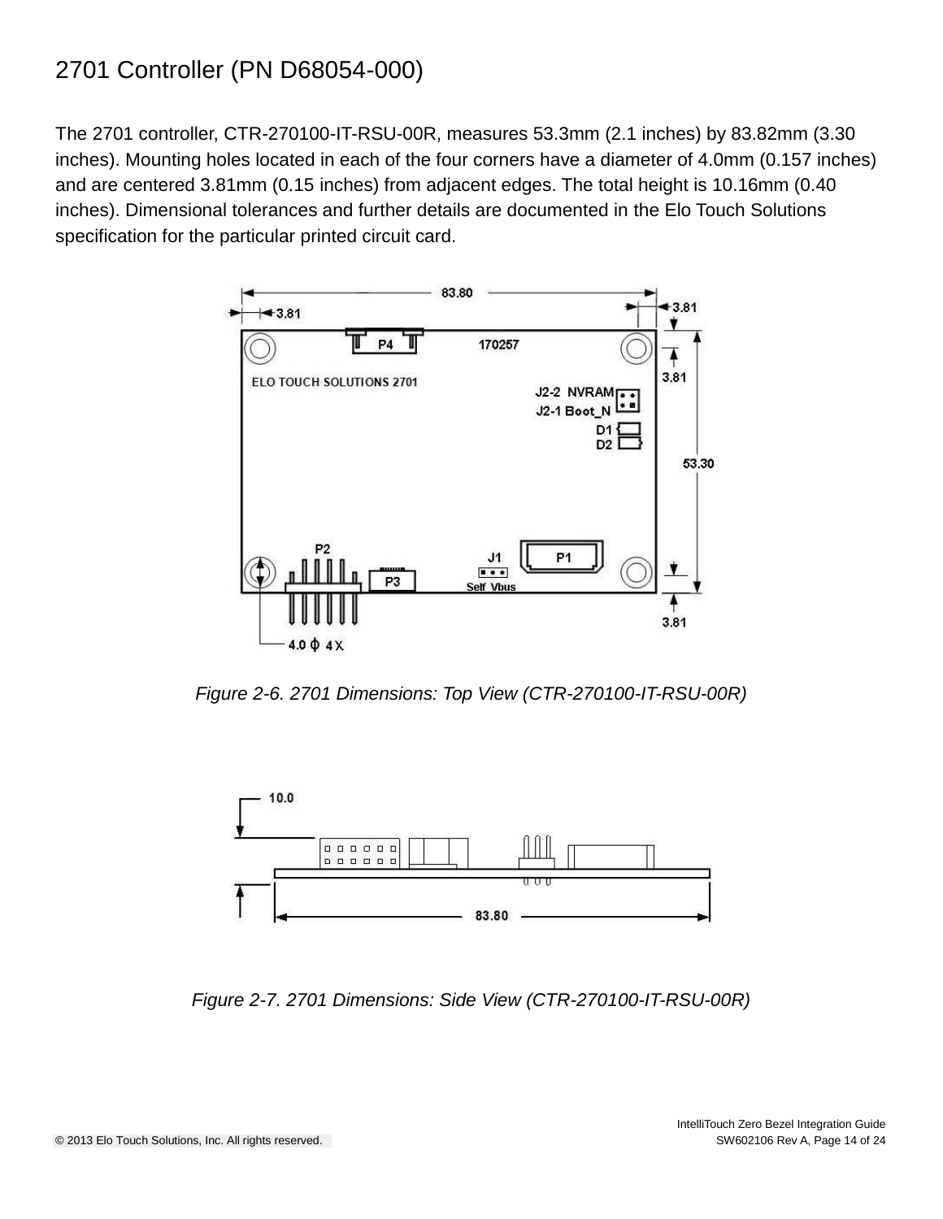# 2701 Controller (PN D68054-000)

The 2701 controller, CTR-270100-IT-RSU-00R, measures 53.3mm (2.1 inches) by 83.82mm (3.30 inches). Mounting holes located in each of the four corners have a diameter of 4.0mm (0.157 inches) and are centered 3.81mm (0.15 inches) from adjacent edges. The total height is 10.16mm (0.40 inches). Dimensional tolerances and further details are documented in the Elo Touch Solutions specification for the particular printed circuit card.

*Figure 2-6. 2701 Dimensions: Top View (CTR-270100-IT-RSU-00R)*

*Figure 2-7. 2701 Dimensions: Side View (CTR-270100-IT-RSU-00R)*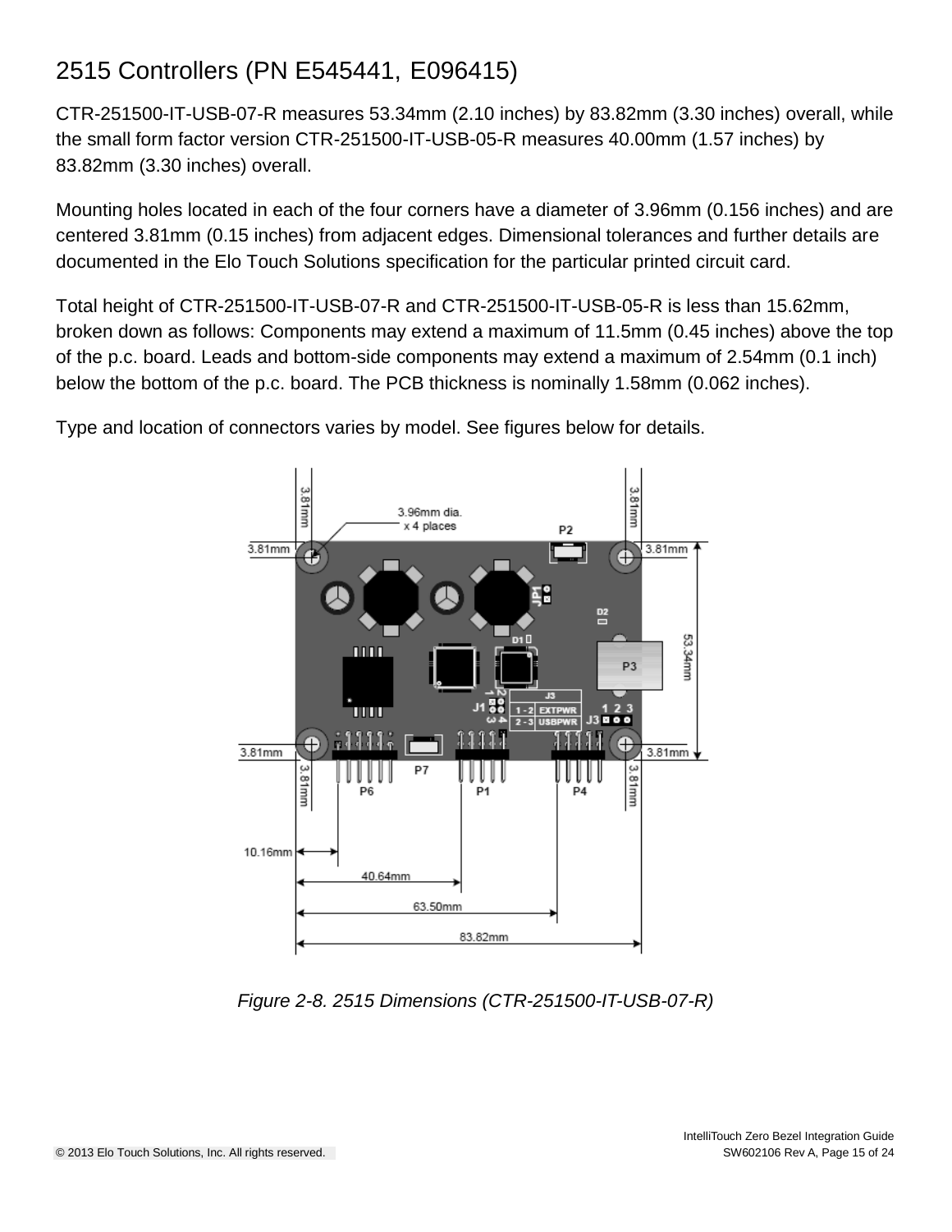## 2515 Controllers (PN E545441, E096415)

CTR-251500-IT-USB-07-R measures 53.34mm (2.10 inches) by 83.82mm (3.30 inches) overall, while the small form factor version CTR-251500-IT-USB-05-R measures 40.00mm (1.57 inches) by 83.82mm (3.30 inches) overall.

Mounting holes located in each of the four corners have a diameter of 3.96mm (0.156 inches) and are centered 3.81mm (0.15 inches) from adjacent edges. Dimensional tolerances and further details are documented in the Elo Touch Solutions specification for the particular printed circuit card.

Total height of CTR-251500-IT-USB-07-R and CTR-251500-IT-USB-05-R is less than 15.62mm, broken down as follows: Components may extend a maximum of 11.5mm (0.45 inches) above the top of the p.c. board. Leads and bottom-side components may extend a maximum of 2.54mm (0.1 inch) below the bottom of the p.c. board. The PCB thickness is nominally 1.58mm (0.062 inches).

Type and location of connectors varies by model. See figures below for details.

*Figure 2-8. 2515 Dimensions (CTR-251500-IT-USB-07-R)*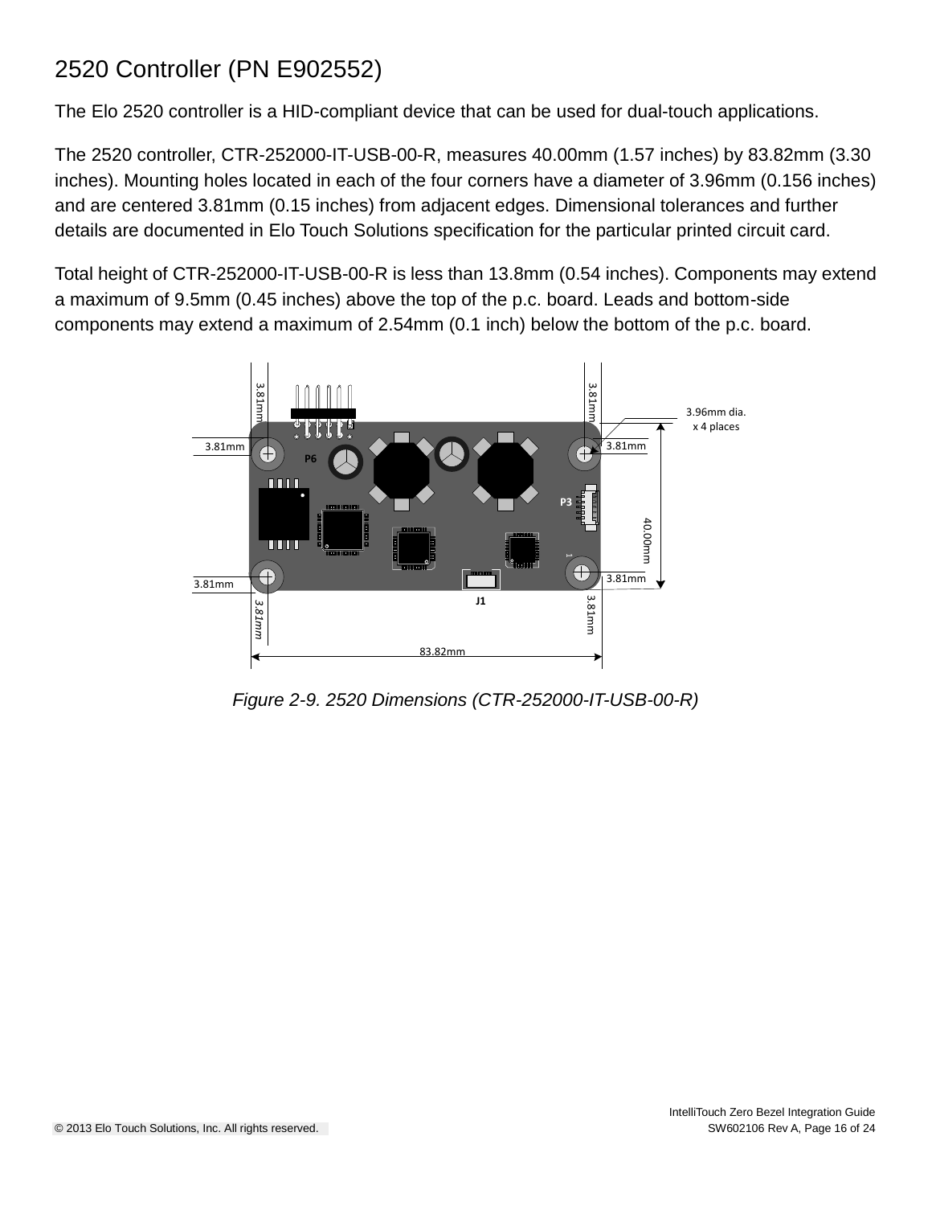# 2520 Controller (PN E902552)

The Elo 2520 controller is a HID-compliant device that can be used for dual-touch applications.

The 2520 controller, CTR-252000-IT-USB-00-R, measures 40.00mm (1.57 inches) by 83.82mm (3.30 inches). Mounting holes located in each of the four corners have a diameter of 3.96mm (0.156 inches) and are centered 3.81mm (0.15 inches) from adjacent edges. Dimensional tolerances and further details are documented in Elo Touch Solutions specification for the particular printed circuit card.

Total height of CTR-252000-IT-USB-00-R is less than 13.8mm (0.54 inches). Components may extend a maximum of 9.5mm (0.45 inches) above the top of the p.c. board. Leads and bottom-side components may extend a maximum of 2.54mm (0.1 inch) below the bottom of the p.c. board.

*Figure 2-9. 2520 Dimensions (CTR-252000-IT-USB-00-R)*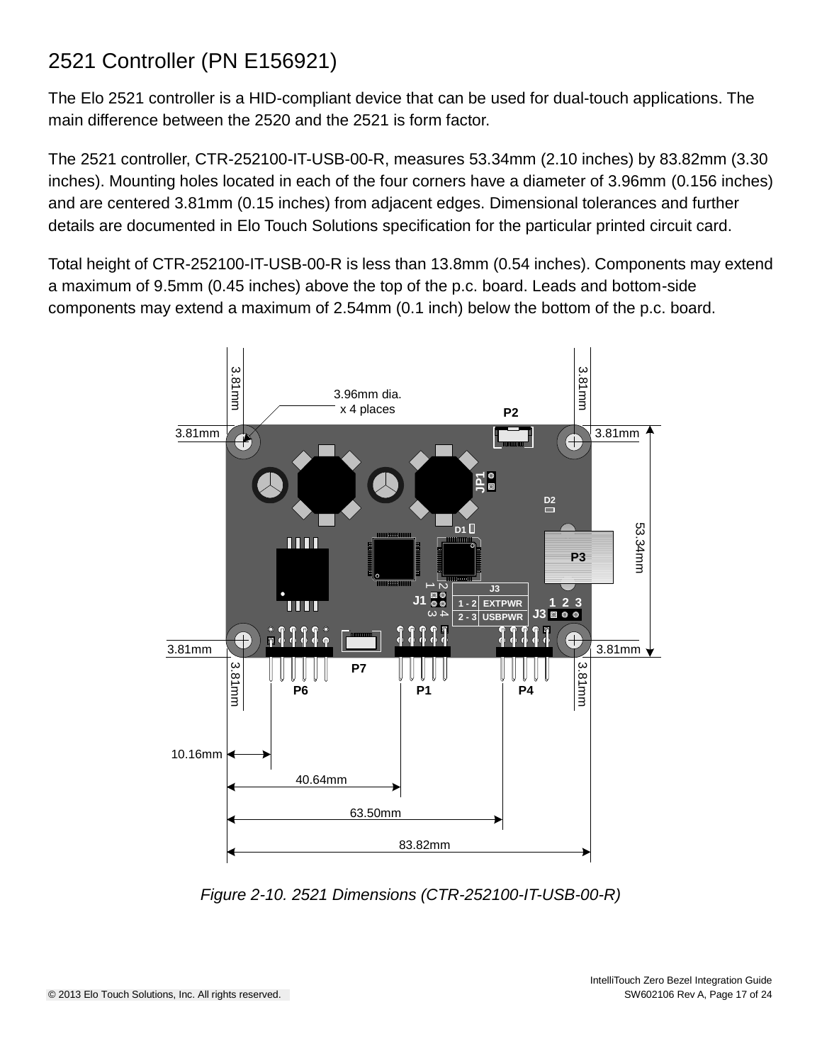## 2521 Controller (PN E156921)

The Elo 2521 controller is a HID-compliant device that can be used for dual-touch applications. The main difference between the 2520 and the 2521 is form factor.

The 2521 controller, CTR-252100-IT-USB-00-R, measures 53.34mm (2.10 inches) by 83.82mm (3.30 inches). Mounting holes located in each of the four corners have a diameter of 3.96mm (0.156 inches) and are centered 3.81mm (0.15 inches) from adjacent edges. Dimensional tolerances and further details are documented in Elo Touch Solutions specification for the particular printed circuit card.

Total height of CTR-252100-IT-USB-00-R is less than 13.8mm (0.54 inches). Components may extend a maximum of 9.5mm (0.45 inches) above the top of the p.c. board. Leads and bottom-side components may extend a maximum of 2.54mm (0.1 inch) below the bottom of the p.c. board.

*Figure 2-10. 2521 Dimensions (CTR-252100-IT-USB-00-R)*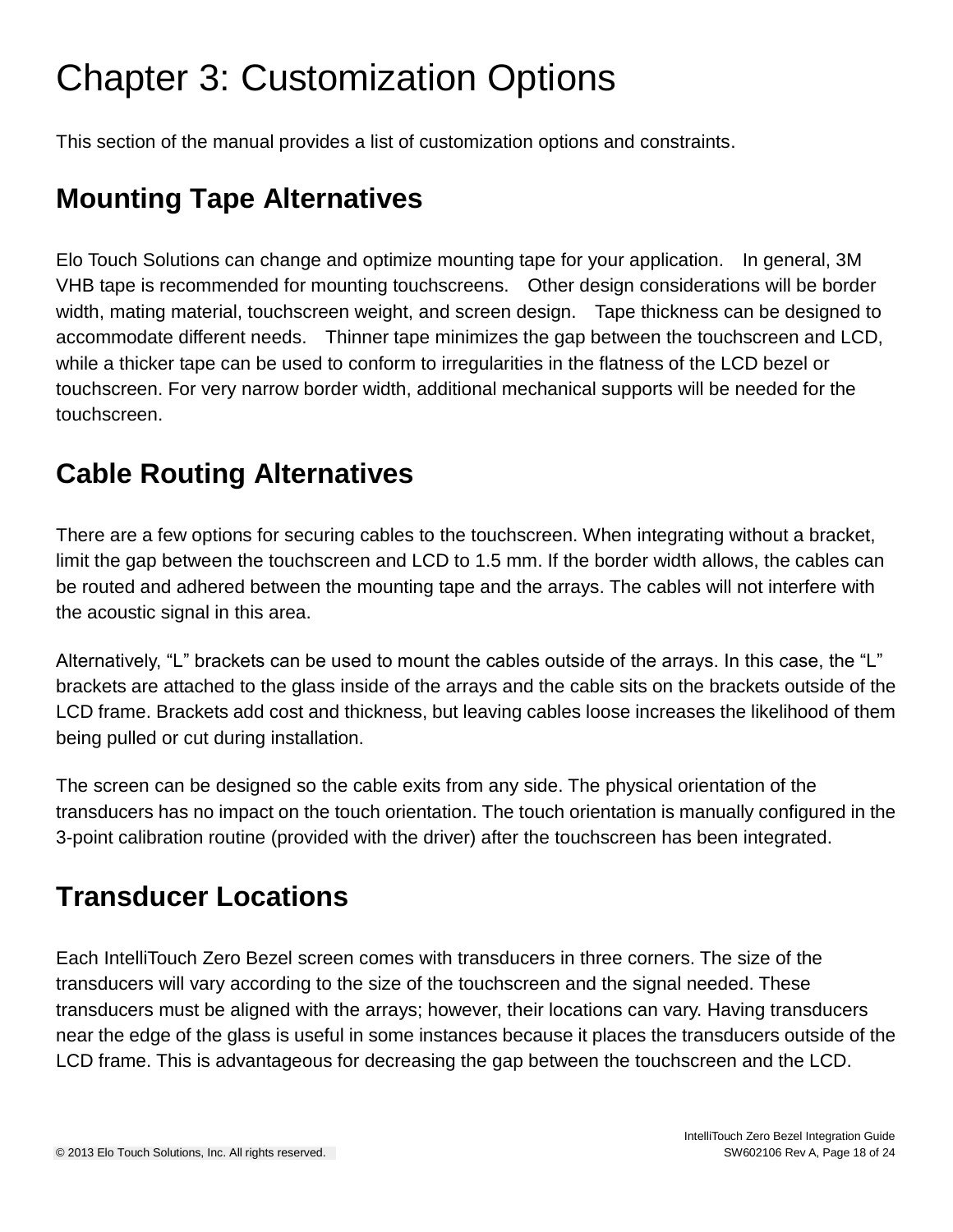# Chapter 3: Customization Options

This section of the manual provides a list of customization options and constraints.

## Mounting Tape Alternatives

Elo Touch Solutions can change and optimize mounting tape for your application. In general, 3M VHB tape is recommended for mounting touchscreens. Other design considerations will be border width, mating material, touchscreen weight, and screen design. Tape thickness can be designed to accommodate different needs. Thinner tape minimizes the gap between the touchscreen and LCD, while a thicker tape can be used to conform to irregularities in the flatness of the LCD bezel or touchscreen. For very narrow border width, additional mechanical supports will be needed for the touchscreen.

## Cable Routing Alternatives

There are a few options for securing cables to the touchscreen. When integrating without a bracket, limit the gap between the touchscreen and LCD to 1.5 mm. If the border width allows, the cables can be routed and adhered between the mounting tape and the arrays. The cables will not interfere with the acoustic signal in this area.

Alternatively, "L" brackets can be used to mount the cables outside of the arrays. In this case, the "L" brackets are attached to the glass inside of the arrays and the cable sits on the brackets outside of the LCD frame. Brackets add cost and thickness, but leaving cables loose increases the likelihood of them being pulled or cut during installation.

The screen can be designed so the cable exits from any side. The physical orientation of the transducers has no impact on the touch orientation. The touch orientation is manually configured in the 3-point calibration routine (provided with the driver) after the touchscreen has been integrated.

## Transducer Locations

Each IntelliTouch Zero Bezel screen comes with transducers in three corners. The size of the transducers will vary according to the size of the touchscreen and the signal needed. These transducers must be aligned with the arrays; however, their locations can vary. Having transducers near the edge of the glass is useful in some instances because it places the transducers outside of the LCD frame. This is advantageous for decreasing the gap between the touchscreen and the LCD.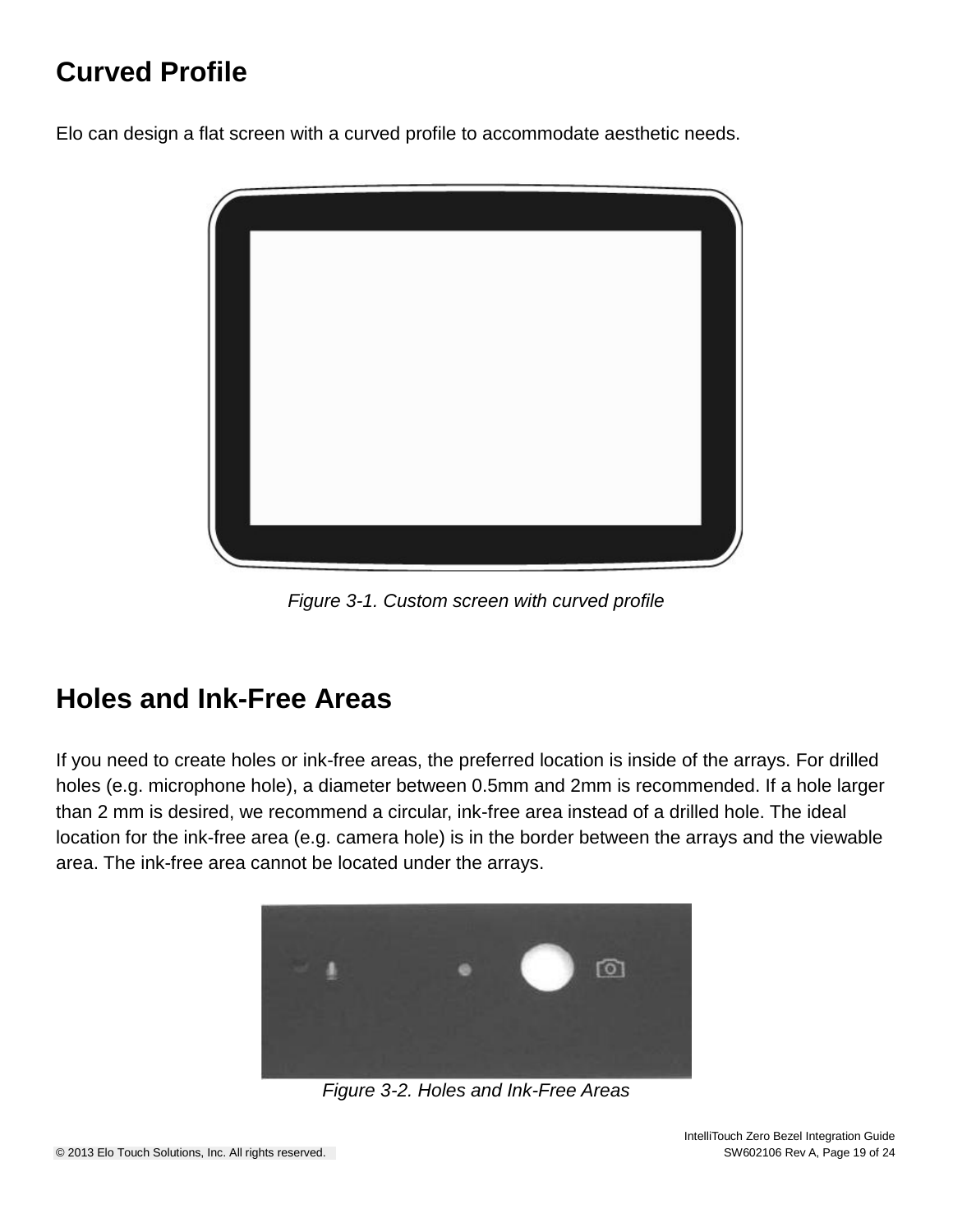## Curved Profile

Elo can design a flat screen with a curved profile to accommodate aesthetic needs.

*Figure 3-1. Custom screen with curved profile*

## Holes and Ink-Free Areas

If you need to create holes or ink-free areas, the preferred location is inside of the arrays. For drilled holes (e.g. microphone hole), a diameter between 0.5mm and 2mm is recommended. If a hole larger than 2 mm is desired, we recommend a circular, ink-free area instead of a drilled hole. The ideal location for the ink-free area (e.g. camera hole) is in the border between the arrays and the viewable area. The ink-free area cannot be located under the arrays.

*Figure 3-2. Holes and Ink-Free Areas*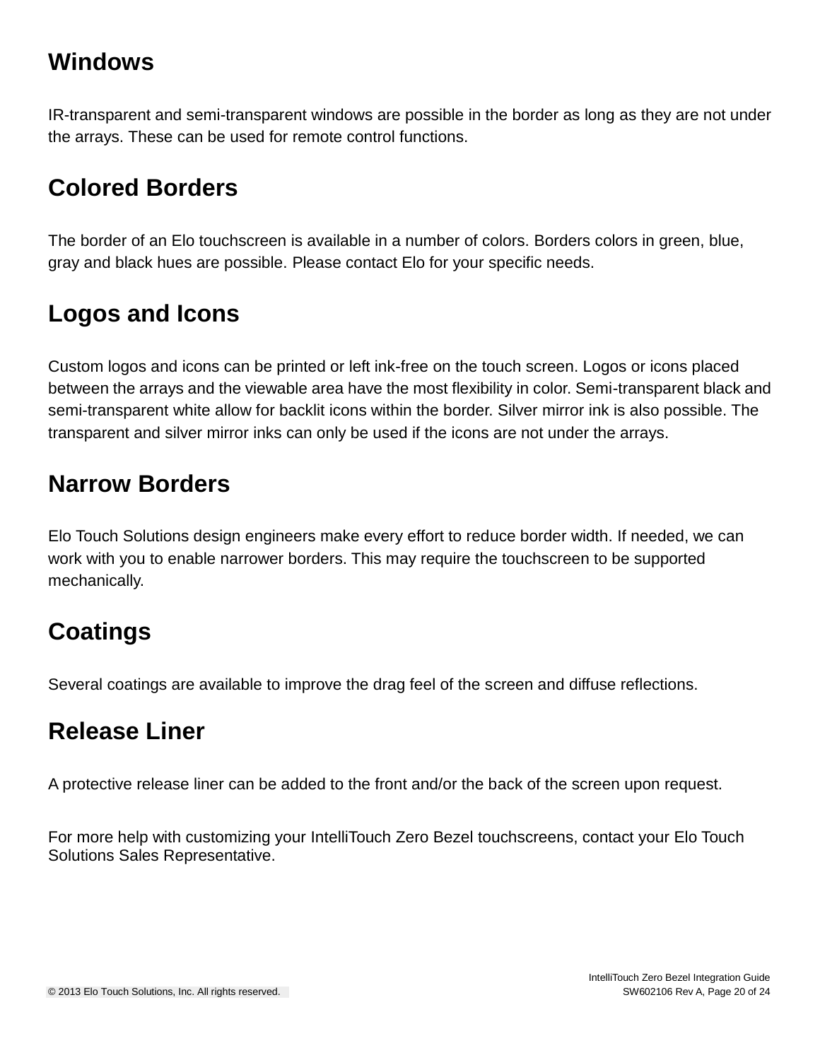## Windows

IR-transparent and semi-transparent windows are possible in the border as long as they are not under the arrays. These can be used for remote control functions.

## Colored Borders

The border of an Elo touchscreen is available in a number of colors. Borders colors in green, blue, gray and black hues are possible. Please contact Elo for your specific needs.

## Logos and Icons

Custom logos and icons can be printed or left ink-free on the touch screen. Logos or icons placed between the arrays and the viewable area have the most flexibility in color. Semi-transparent black and semi-transparent white allow for backlit icons within the border. Silver mirror ink is also possible. The transparent and silver mirror inks can only be used if the icons are not under the arrays.

## Narrow Borders

Elo Touch Solutions design engineers make every effort to reduce border width. If needed, we can work with you to enable narrower borders. This may require the touchscreen to be supported mechanically.

## Coatings

Several coatings are available to improve the drag feel of the screen and diffuse reflections.

## Release Liner

A protective release liner can be added to the front and/or the back of the screen upon request.

For more help with customizing your IntelliTouch Zero Bezel touchscreens, contact your Elo Touch Solutions Sales Representative.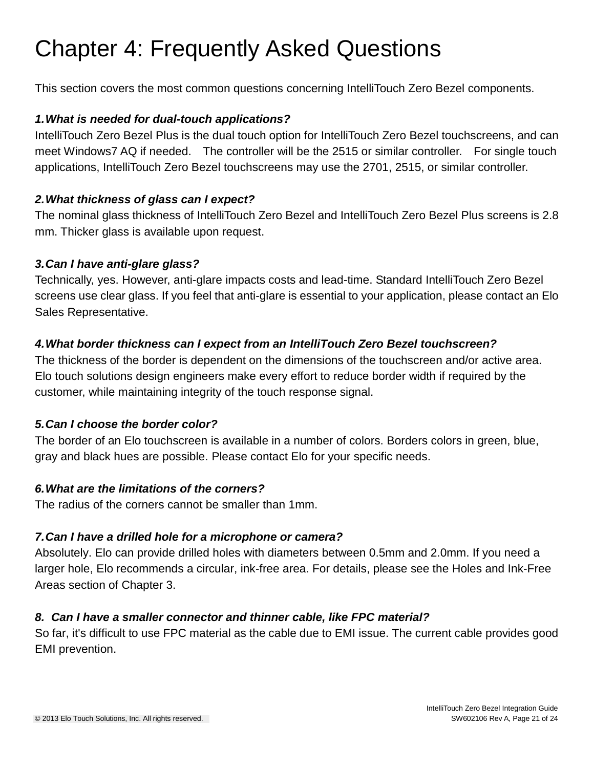# Chapter 4: Frequently Asked Questions

This section covers the most common questions concerning IntelliTouch Zero Bezel components.

***1.What is needed for dual-touch applications?***

IntelliTouch Zero Bezel Plus is the dual touch option for IntelliTouch Zero Bezel touchscreens, and can meet Windows7 AQ if needed. The controller will be the 2515 or similar controller. For single touch applications, IntelliTouch Zero Bezel touchscreens may use the 2701, 2515, or similar controller.

***2.What thickness of glass can I expect?***

The nominal glass thickness of IntelliTouch Zero Bezel and IntelliTouch Zero Bezel Plus screens is 2.8 mm. Thicker glass is available upon request.

***3.Can I have anti-glare glass?***

Technically, yes. However, anti-glare impacts costs and lead-time. Standard IntelliTouch Zero Bezel screens use clear glass. If you feel that anti-glare is essential to your application, please contact an Elo Sales Representative.

***4.What border thickness can I expect from an IntelliTouch Zero Bezel touchscreen?***

The thickness of the border is dependent on the dimensions of the touchscreen and/or active area. Elo touch solutions design engineers make every effort to reduce border width if required by the customer, while maintaining integrity of the touch response signal.

***5.Can I choose the border color?***

The border of an Elo touchscreen is available in a number of colors. Borders colors in green, blue, gray and black hues are possible. Please contact Elo for your specific needs.

***6.What are the limitations of the corners?***

The radius of the corners cannot be smaller than 1mm.

***7.Can I have a drilled hole for a microphone or camera?***

Absolutely. Elo can provide drilled holes with diameters between 0.5mm and 2.0mm. If you need a larger hole, Elo recommends a circular, ink-free area. For details, please see the Holes and Ink-Free Areas section of Chapter 3.

***8. Can I have a smaller connector and thinner cable, like FPC material?***

So far, it's difficult to use FPC material as the cable due to EMI issue. The current cable provides good EMI prevention.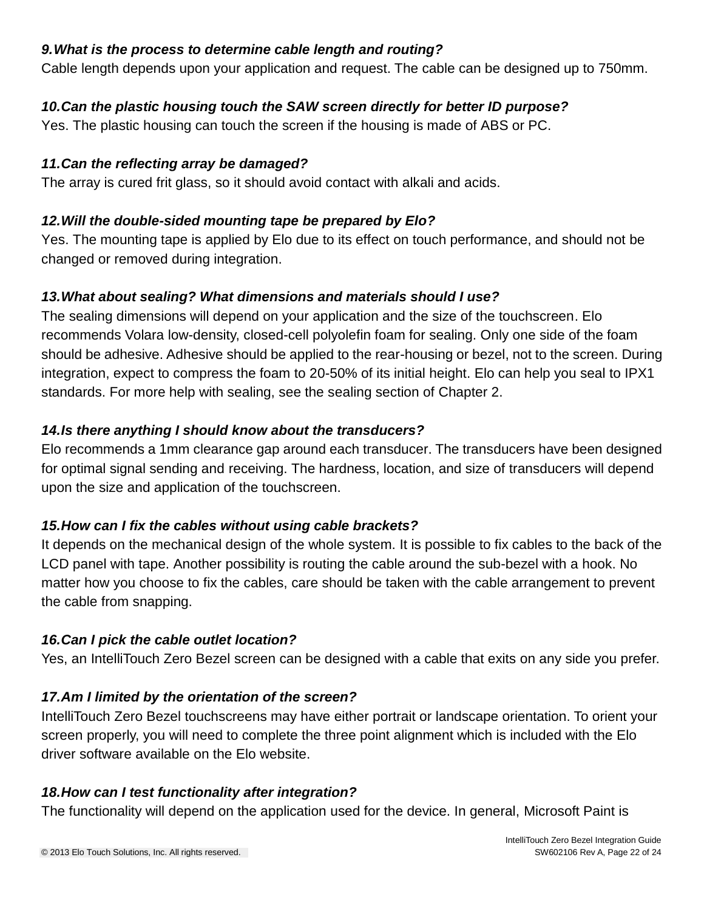***9.What is the process to determine cable length and routing?***

Cable length depends upon your application and request. The cable can be designed up to 750mm.

***10.Can the plastic housing touch the SAW screen directly for better ID purpose?***

Yes. The plastic housing can touch the screen if the housing is made of ABS or PC.

***11.Can the reflecting array be damaged?***

The array is cured frit glass, so it should avoid contact with alkali and acids.

***12.Will the double-sided mounting tape be prepared by Elo?***

Yes. The mounting tape is applied by Elo due to its effect on touch performance, and should not be changed or removed during integration.

***13.What about sealing? What dimensions and materials should I use?***

The sealing dimensions will depend on your application and the size of the touchscreen. Elo recommends Volara low-density, closed-cell polyolefin foam for sealing. Only one side of the foam should be adhesive. Adhesive should be applied to the rear-housing or bezel, not to the screen. During integration, expect to compress the foam to 20-50% of its initial height. Elo can help you seal to IPX1 standards. For more help with sealing, see the sealing section of Chapter 2.

***14.Is there anything I should know about the transducers?***

Elo recommends a 1mm clearance gap around each transducer. The transducers have been designed for optimal signal sending and receiving. The hardness, location, and size of transducers will depend upon the size and application of the touchscreen.

***15.How can I fix the cables without using cable brackets?***

It depends on the mechanical design of the whole system. It is possible to fix cables to the back of the LCD panel with tape. Another possibility is routing the cable around the sub-bezel with a hook. No matter how you choose to fix the cables, care should be taken with the cable arrangement to prevent the cable from snapping.

***16.Can I pick the cable outlet location?***

Yes, an IntelliTouch Zero Bezel screen can be designed with a cable that exits on any side you prefer.

***17.Am I limited by the orientation of the screen?***

IntelliTouch Zero Bezel touchscreens may have either portrait or landscape orientation. To orient your screen properly, you will need to complete the three point alignment which is included with the Elo driver software available on the Elo website.

***18.How can I test functionality after integration?***

The functionality will depend on the application used for the device. In general, Microsoft Paint is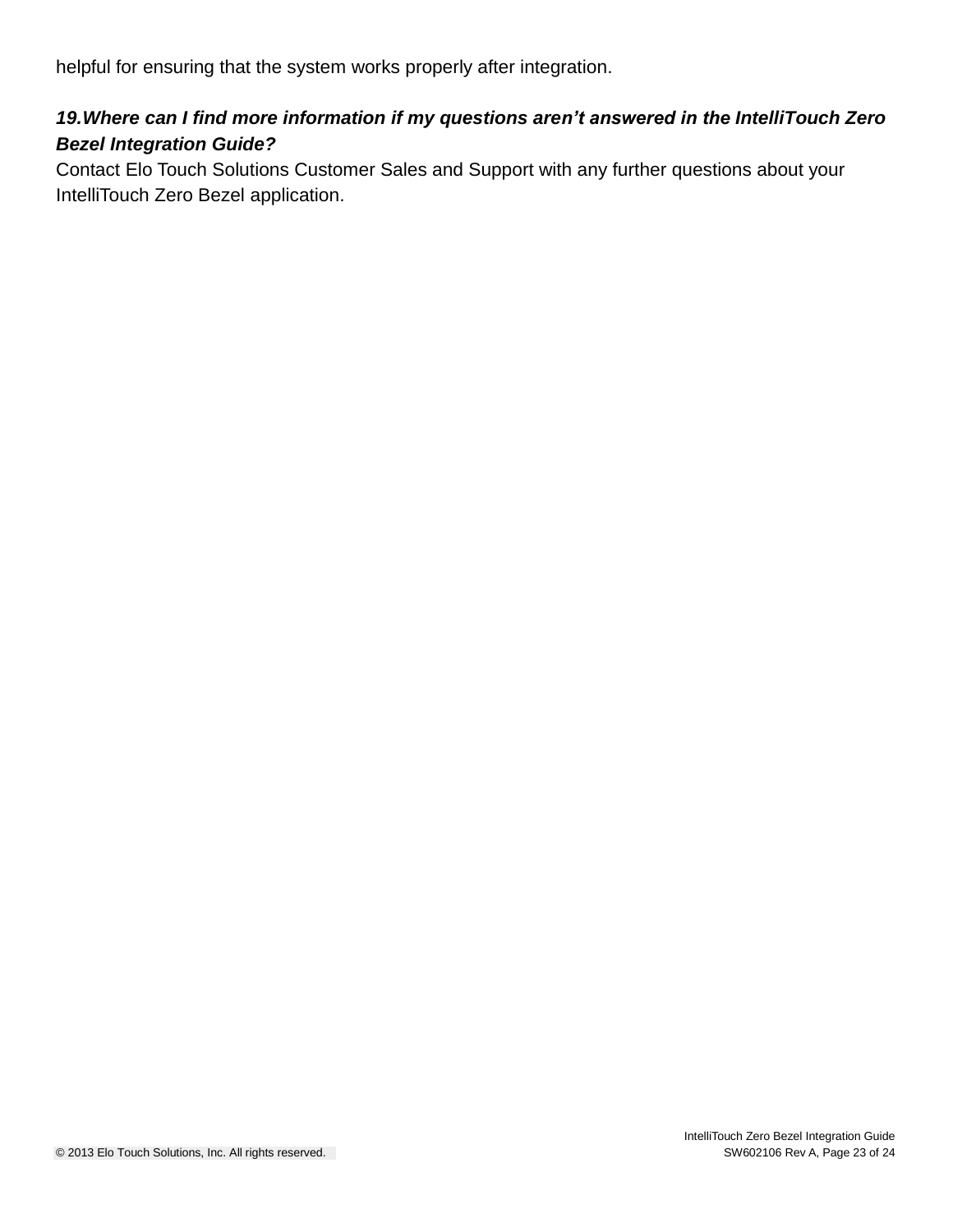helpful for ensuring that the system works properly after integration.

***19.Where can I find more information if my questions aren't answered in the IntelliTouch Zero Bezel Integration Guide?***

Contact Elo Touch Solutions Customer Sales and Support with any further questions about your IntelliTouch Zero Bezel application.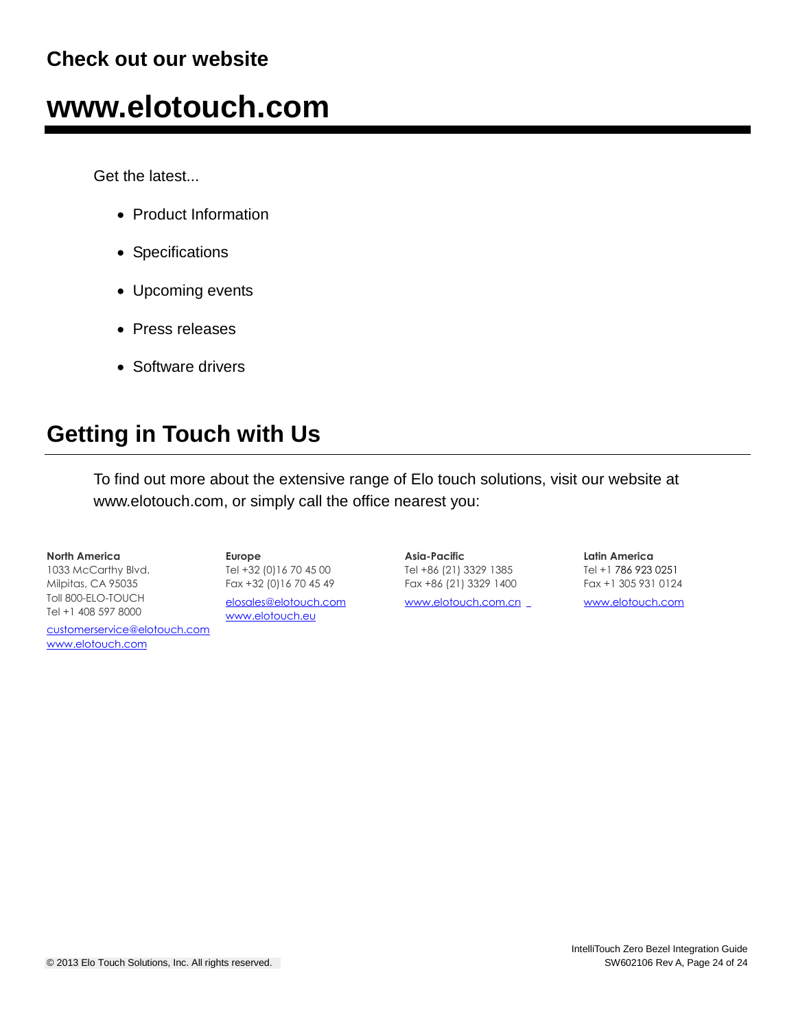## Check out our website

# www.elotouch.com

Get the latest...

- Product Information
- Specifications
- Upcoming events
- Press releases
- Software drivers

## Getting in Touch with Us

To find out more about the extensive range of Elo touch solutions, visit our website at www.elotouch.com, or simply call the office nearest you:

**North America**
1033 McCarthy Blvd.
Milpitas, CA 95035
Toll 800-ELO-TOUCH
Tel +1 408 597 8000
customerservice@elotouch.com
www.elotouch.com

**Europe**
Tel +32 (0)16 70 45 00
Fax +32 (0)16 70 45 49
elosales@elotouch.com
www.elotouch.eu

**Asia-Pacific**
Tel +86 (21) 3329 1385
Fax +86 (21) 3329 1400
www.elotouch.com.cn

**Latin America**
Tel +1 786 923 0251
Fax +1 305 931 0124
www.elotouch.com

© 2013 Elo Touch Solutions, Inc. All rights reserved.